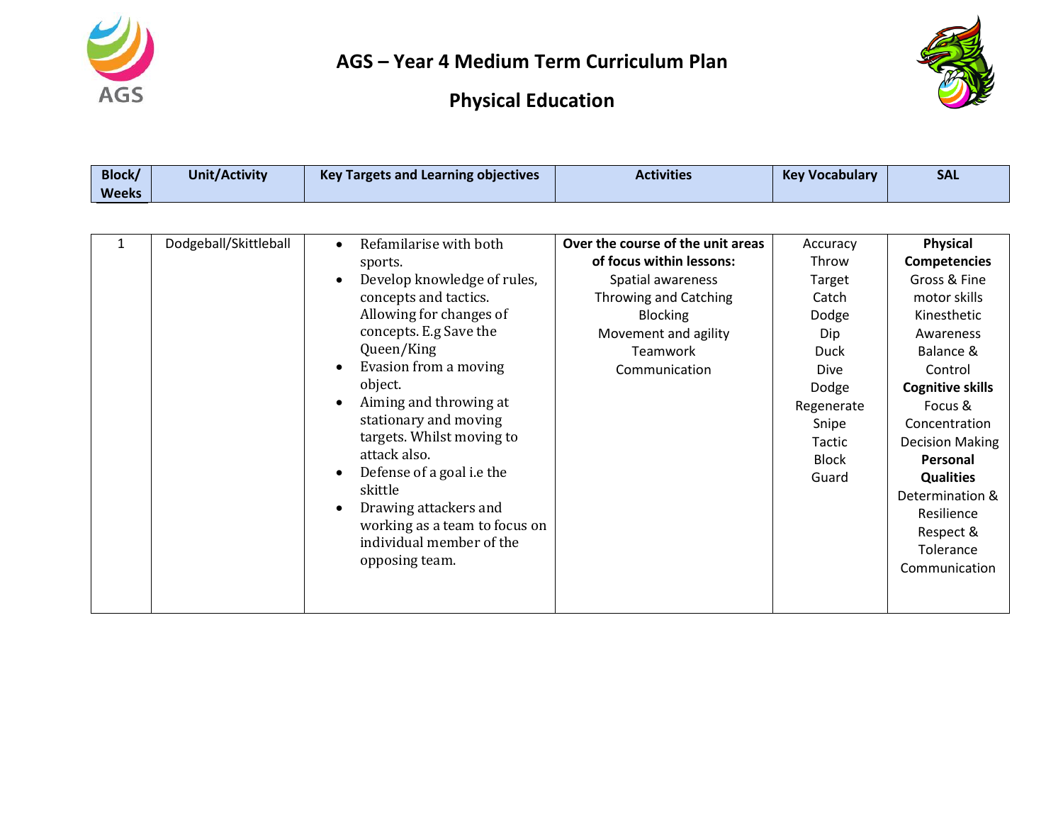# AGS – Year 4 Medium Term Curriculum Plan

## Physical Education

| Block/ Weeks | Unit/Activity | Key Targets and Learning objectives | Activities | Key Vocabulary | SAL |
|---|---|---|---|---|---|
| 1 | Dodgeball/Skittleball | • Refamilarise with both sports.<br>• Develop knowledge of rules, concepts and tactics. Allowing for changes of concepts. E.g Save the Queen/King<br>• Evasion from a moving object.<br>• Aiming and throwing at stationary and moving targets. Whilst moving to attack also.<br>• Defense of a goal i.e the skittle<br>• Drawing attackers and working as a team to focus on individual member of the opposing team. | **Over the course of the unit areas of focus within lessons:**<br>Spatial awareness<br>Throwing and Catching<br>Blocking<br>Movement and agility<br>Teamwork<br>Communication | Accuracy<br>Throw<br>Target<br>Catch<br>Dodge<br>Dip<br>Duck<br>Dive<br>Dodge<br>Regenerate<br>Snipe<br>Tactic<br>Block<br>Guard | **Physical Competencies**<br>Gross & Fine motor skills<br>Kinesthetic Awareness<br>Balance & Control<br>**Cognitive skills**<br>Focus & Concentration<br>Decision Making<br>**Personal Qualities**<br>Determination & Resilience<br>Respect & Tolerance<br>Communication |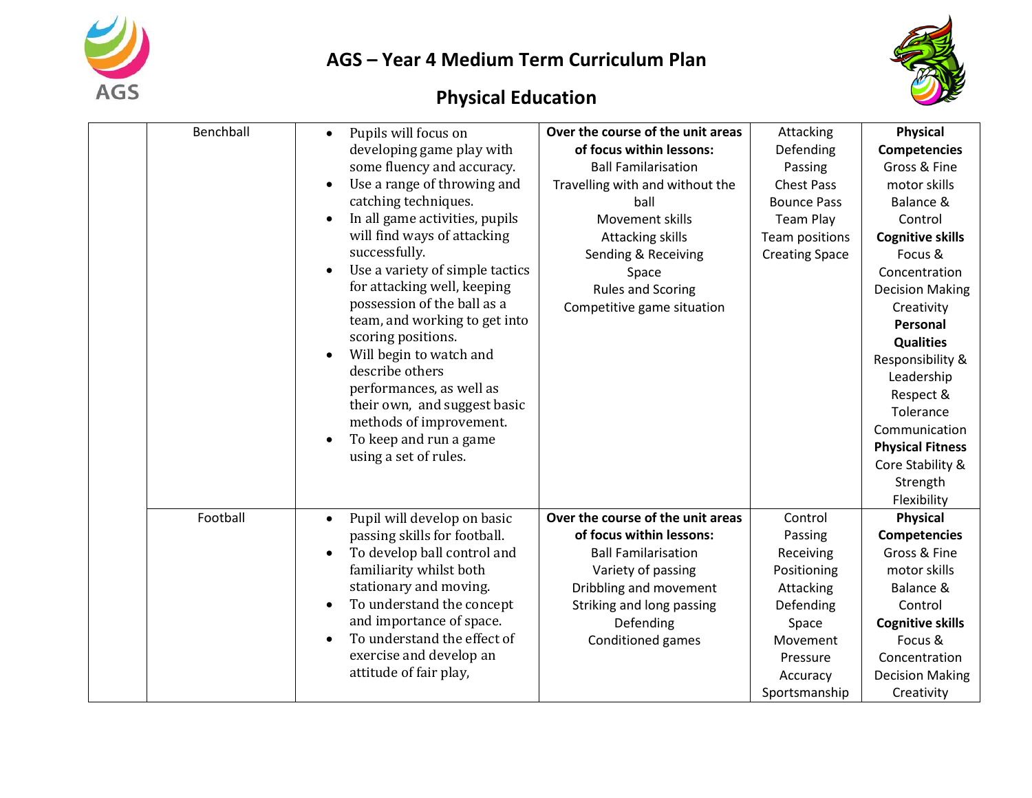# AGS – Year 4 Medium Term Curriculum Plan

## Physical Education

| | | | | | |
|---|---|---|---|---|---|
| | Benchball | • Pupils will focus on developing game play with some fluency and accuracy.<br>• Use a range of throwing and catching techniques.<br>• In all game activities, pupils will find ways of attacking successfully.<br>• Use a variety of simple tactics for attacking well, keeping possession of the ball as a team, and working to get into scoring positions.<br>• Will begin to watch and describe others performances, as well as their own, and suggest basic methods of improvement.<br>• To keep and run a game using a set of rules. | **Over the course of the unit areas of focus within lessons:**<br>Ball Familarisation<br>Travelling with and without the ball<br>Movement skills<br>Attacking skills<br>Sending & Receiving<br>Space<br>Rules and Scoring<br>Competitive game situation | Attacking<br>Defending<br>Passing<br>Chest Pass<br>Bounce Pass<br>Team Play<br>Team positions<br>Creating Space | **Physical Competencies**<br>Gross & Fine motor skills<br>Balance & Control<br>**Cognitive skills**<br>Focus & Concentration<br>Decision Making<br>Creativity<br>**Personal Qualities**<br>Responsibility & Leadership<br>Respect & Tolerance<br>Communication<br>**Physical Fitness**<br>Core Stability & Strength<br>Flexibility |
| | Football | • Pupil will develop on basic passing skills for football.<br>• To develop ball control and familiarity whilst both stationary and moving.<br>• To understand the concept and importance of space.<br>• To understand the effect of exercise and develop an attitude of fair play, | **Over the course of the unit areas of focus within lessons:**<br>Ball Familarisation<br>Variety of passing<br>Dribbling and movement<br>Striking and long passing<br>Defending<br>Conditioned games | Control<br>Passing<br>Receiving<br>Positioning<br>Attacking<br>Defending<br>Space<br>Movement<br>Pressure<br>Accuracy<br>Sportsmanship | **Physical Competencies**<br>Gross & Fine motor skills<br>Balance & Control<br>**Cognitive skills**<br>Focus & Concentration<br>Decision Making<br>Creativity |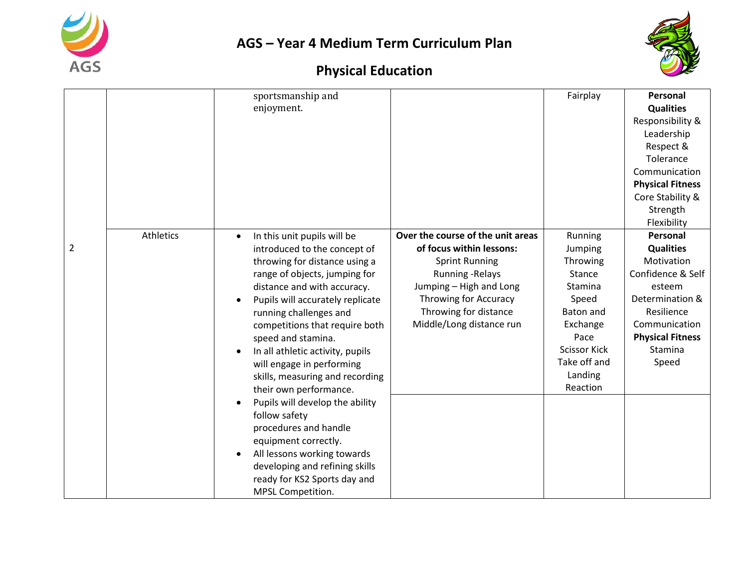# AGS – Year 4 Medium Term Curriculum Plan

## Physical Education

| | | | | | |
|---|---|---|---|---|---|
| | | sportsmanship and enjoyment. | | Fairplay | **Personal Qualities** Responsibility & Leadership Respect & Tolerance Communication **Physical Fitness** Core Stability & Strength Flexibility |
| 2 | Athletics | • In this unit pupils will be introduced to the concept of throwing for distance using a range of objects, jumping for distance and with accuracy.<br>• Pupils will accurately replicate running challenges and competitions that require both speed and stamina.<br>• In all athletic activity, pupils will engage in performing skills, measuring and recording their own performance.<br>• Pupils will develop the ability follow safety procedures and handle equipment correctly.<br>• All lessons working towards developing and refining skills ready for KS2 Sports day and MPSL Competition. | **Over the course of the unit areas of focus within lessons:** Sprint Running Running -Relays Jumping – High and Long Throwing for Accuracy Throwing for distance Middle/Long distance run | Running Jumping Throwing Stance Stamina Speed Baton and Exchange Pace Scissor Kick Take off and Landing Reaction | **Personal Qualities** Motivation Confidence & Self esteem Determination & Resilience Communication **Physical Fitness** Stamina Speed |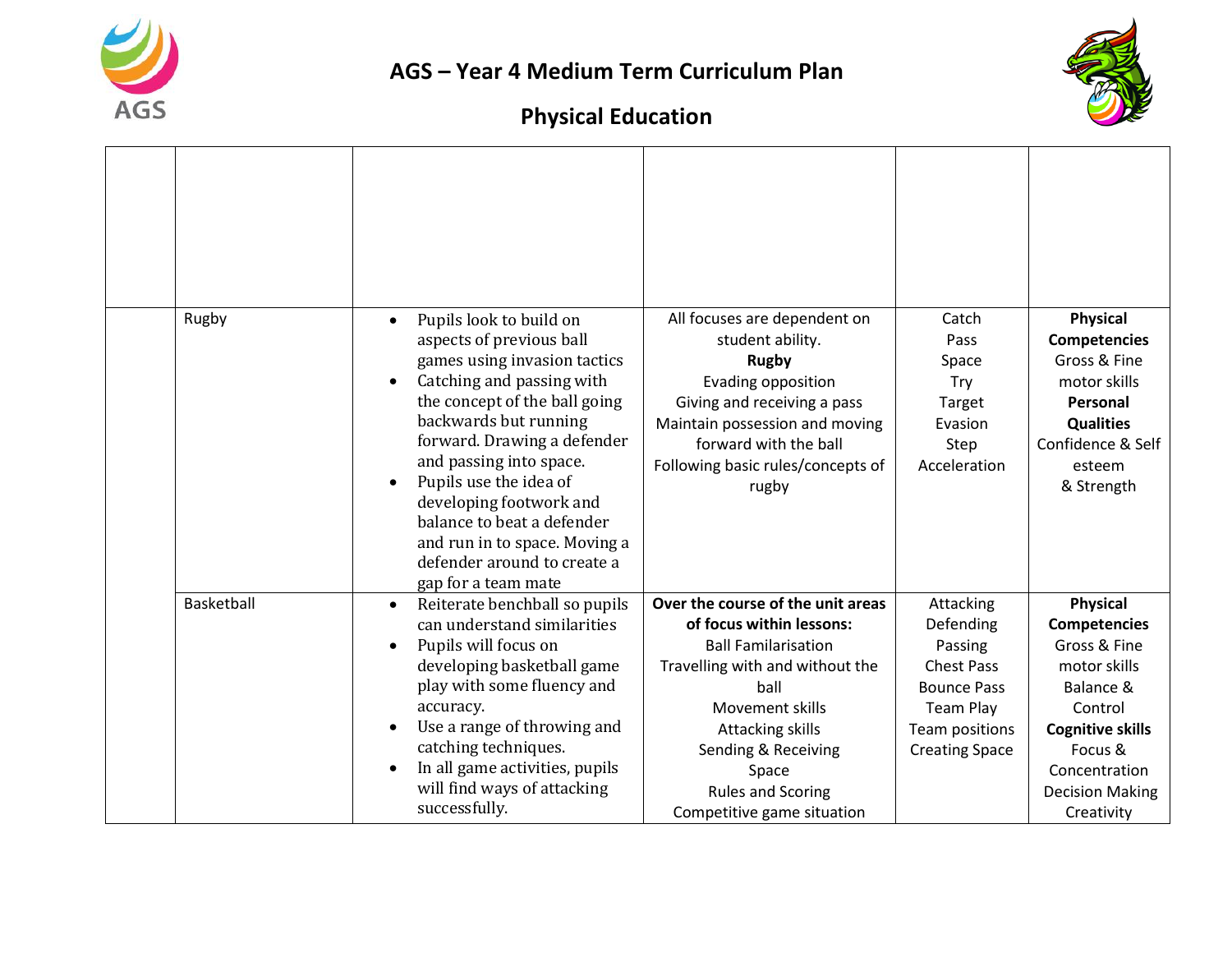# AGS – Year 4 Medium Term Curriculum Plan

## Physical Education

| | | | | | |
|---|---|---|---|---|---|
| | Rugby | • Pupils look to build on aspects of previous ball games using invasion tactics<br>• Catching and passing with the concept of the ball going backwards but running forward. Drawing a defender and passing into space.<br>• Pupils use the idea of developing footwork and balance to beat a defender and run in to space. Moving a defender around to create a gap for a team mate | All focuses are dependent on student ability.<br>**Rugby**<br>Evading opposition<br>Giving and receiving a pass<br>Maintain possession and moving forward with the ball<br>Following basic rules/concepts of rugby | Catch<br>Pass<br>Space<br>Try<br>Target<br>Evasion<br>Step<br>Acceleration | **Physical Competencies**<br>Gross & Fine motor skills<br>**Personal Qualities**<br>Confidence & Self esteem<br>& Strength |
| | Basketball | • Reiterate benchball so pupils can understand similarities<br>• Pupils will focus on developing basketball game play with some fluency and accuracy.<br>• Use a range of throwing and catching techniques.<br>• In all game activities, pupils will find ways of attacking successfully. | **Over the course of the unit areas of focus within lessons:**<br>Ball Familarisation<br>Travelling with and without the ball<br>Movement skills<br>Attacking skills<br>Sending & Receiving<br>Space<br>Rules and Scoring<br>Competitive game situation | Attacking<br>Defending<br>Passing<br>Chest Pass<br>Bounce Pass<br>Team Play<br>Team positions<br>Creating Space | **Physical Competencies**<br>Gross & Fine motor skills<br>Balance & Control<br>**Cognitive skills**<br>Focus & Concentration<br>Decision Making<br>Creativity |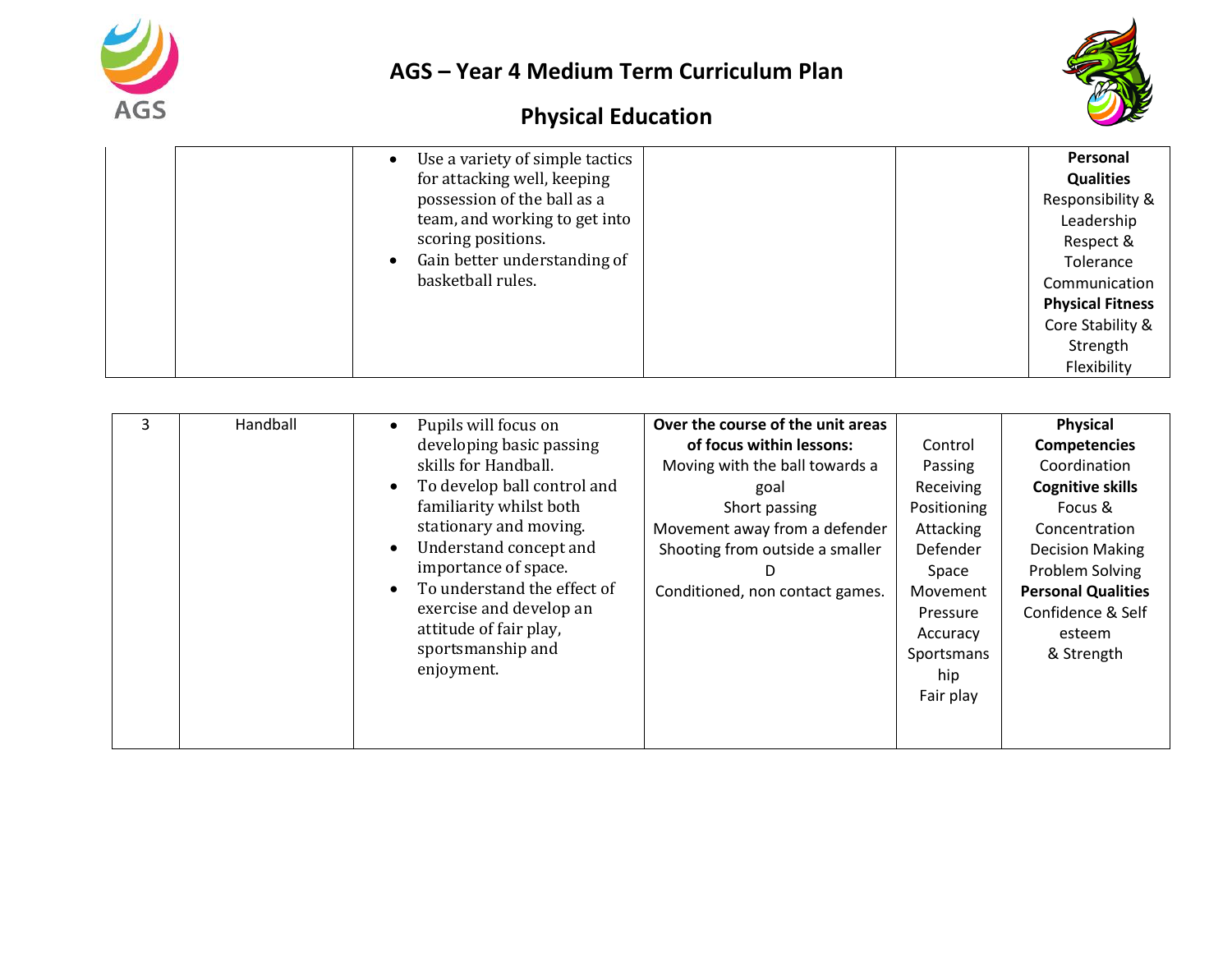# AGS – Year 4 Medium Term Curriculum Plan

## Physical Education

| | | | | | |
|---|---|---|---|---|---|
| | | • Use a variety of simple tactics for attacking well, keeping possession of the ball as a team, and working to get into scoring positions.<br>• Gain better understanding of basketball rules. | | | **Personal Qualities**<br>Responsibility & Leadership<br>Respect & Tolerance<br>Communication<br>**Physical Fitness**<br>Core Stability & Strength<br>Flexibility |

| | | | | | |
|---|---|---|---|---|---|
| 3 | Handball | • Pupils will focus on developing basic passing skills for Handball.<br>• To develop ball control and familiarity whilst both stationary and moving.<br>• Understand concept and importance of space.<br>• To understand the effect of exercise and develop an attitude of fair play, sportsmanship and enjoyment. | **Over the course of the unit areas of focus within lessons:**<br>Moving with the ball towards a goal<br>Short passing<br>Movement away from a defender<br>Shooting from outside a smaller D<br>Conditioned, non contact games. | Control<br>Passing<br>Receiving<br>Positioning<br>Attacking<br>Defender<br>Space<br>Movement<br>Pressure<br>Accuracy<br>Sportsmanship<br>Fair play | **Physical Competencies**<br>Coordination<br>**Cognitive skills**<br>Focus & Concentration<br>Decision Making<br>Problem Solving<br>**Personal Qualities**<br>Confidence & Self esteem<br>& Strength |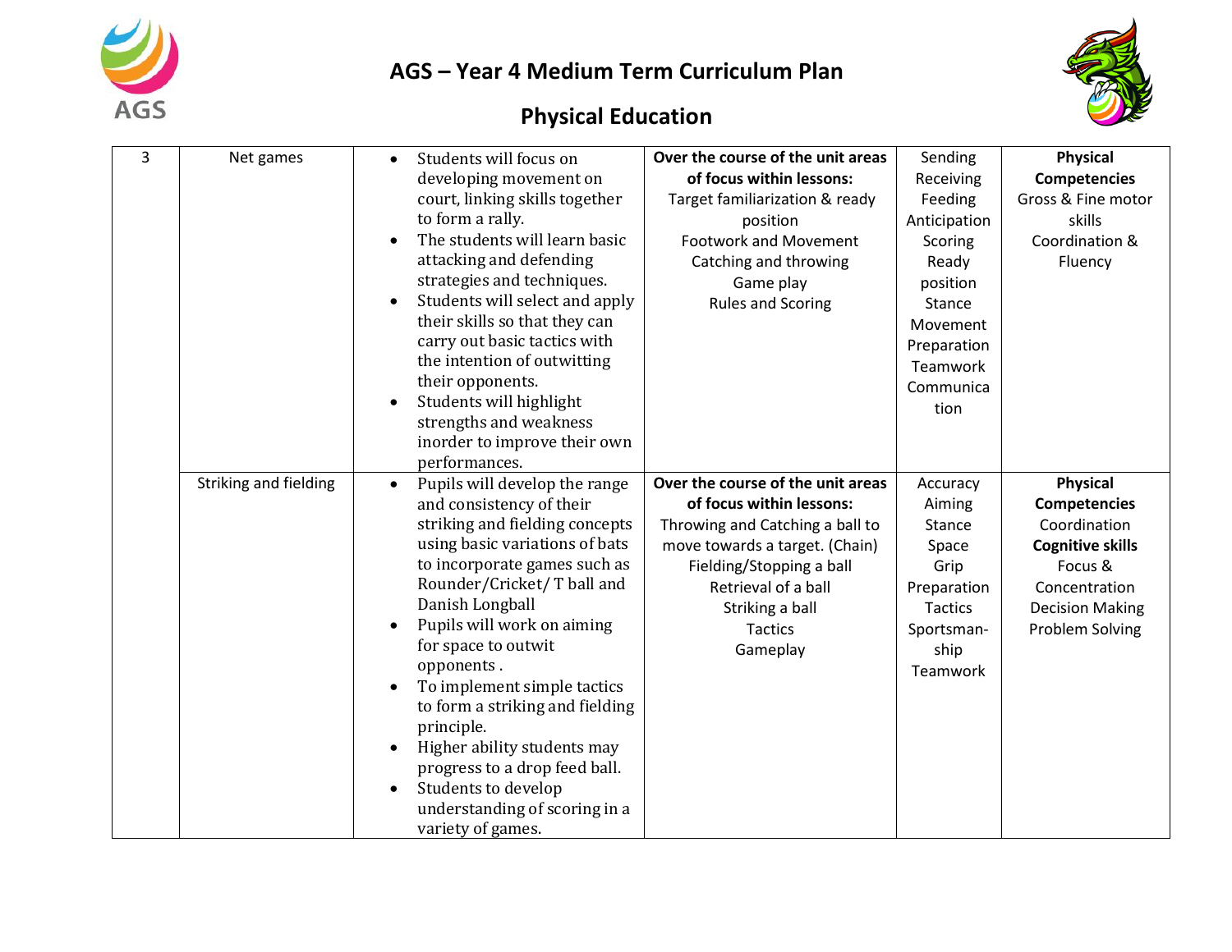# AGS – Year 4 Medium Term Curriculum Plan

## Physical Education

| | | | | | |
|---|---|---|---|---|---|
| 3 | Net games | • Students will focus on developing movement on court, linking skills together to form a rally.<br>• The students will learn basic attacking and defending strategies and techniques.<br>• Students will select and apply their skills so that they can carry out basic tactics with the intention of outwitting their opponents.<br>• Students will highlight strengths and weakness inorder to improve their own performances. | **Over the course of the unit areas of focus within lessons:**<br>Target familiarization & ready position<br>Footwork and Movement<br>Catching and throwing<br>Game play<br>Rules and Scoring | Sending<br>Receiving<br>Feeding<br>Anticipation<br>Scoring<br>Ready position<br>Stance<br>Movement<br>Preparation<br>Teamwork<br>Communication | **Physical Competencies**<br>Gross & Fine motor skills<br>Coordination & Fluency |
| | Striking and fielding | • Pupils will develop the range and consistency of their striking and fielding concepts using basic variations of bats to incorporate games such as Rounder/Cricket/ T ball and Danish Longball<br>• Pupils will work on aiming for space to outwit opponents .<br>• To implement simple tactics to form a striking and fielding principle.<br>• Higher ability students may progress to a drop feed ball.<br>• Students to develop understanding of scoring in a variety of games. | **Over the course of the unit areas of focus within lessons:**<br>Throwing and Catching a ball to move towards a target. (Chain)<br>Fielding/Stopping a ball<br>Retrieval of a ball<br>Striking a ball<br>Tactics<br>Gameplay | Accuracy<br>Aiming<br>Stance<br>Space<br>Grip<br>Preparation<br>Tactics<br>Sportsman-ship<br>Teamwork | **Physical Competencies**<br>Coordination<br>**Cognitive skills**<br>Focus & Concentration<br>Decision Making<br>Problem Solving |